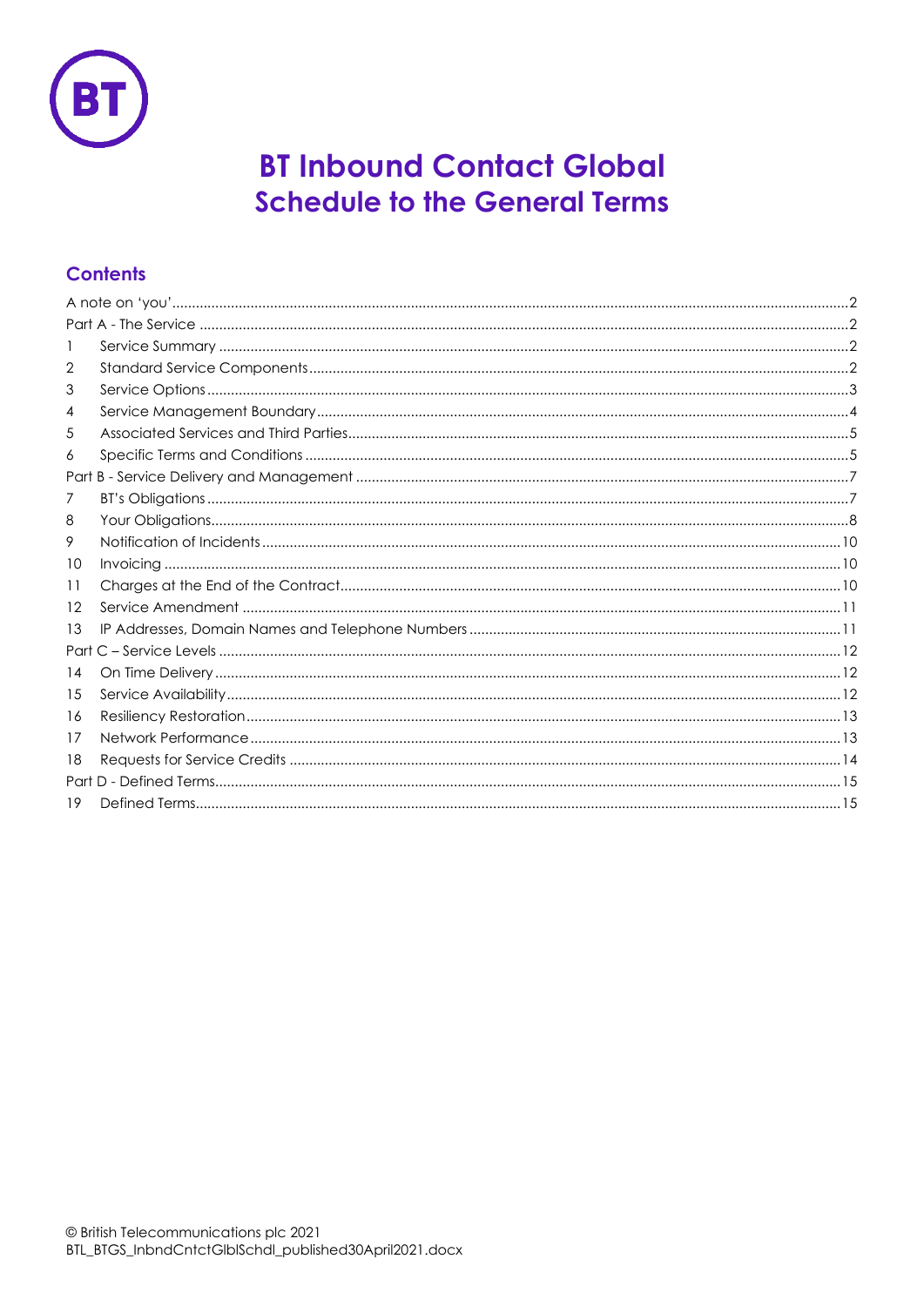# BT Inbound Contact Global
## Schedule to the General Terms

### Contents

| | | |
|---|---|---|
| A note on 'you' | | 2 |
| Part A - The Service | | 2 |
| 1 | Service Summary | 2 |
| 2 | Standard Service Components | 2 |
| 3 | Service Options | 3 |
| 4 | Service Management Boundary | 4 |
| 5 | Associated Services and Third Parties | 5 |
| 6 | Specific Terms and Conditions | 5 |
| Part B - Service Delivery and Management | | 7 |
| 7 | BT's Obligations | 7 |
| 8 | Your Obligations | 8 |
| 9 | Notification of Incidents | 10 |
| 10 | Invoicing | 10 |
| 11 | Charges at the End of the Contract | 10 |
| 12 | Service Amendment | 11 |
| 13 | IP Addresses, Domain Names and Telephone Numbers | 11 |
| Part C – Service Levels | | 12 |
| 14 | On Time Delivery | 12 |
| 15 | Service Availability | 12 |
| 16 | Resiliency Restoration | 13 |
| 17 | Network Performance | 13 |
| 18 | Requests for Service Credits | 14 |
| Part D - Defined Terms | | 15 |
| 19 | Defined Terms | 15 |

© British Telecommunications plc 2021
BTL_BTGS_InbndCntctGlblSchdl_published30April2021.docx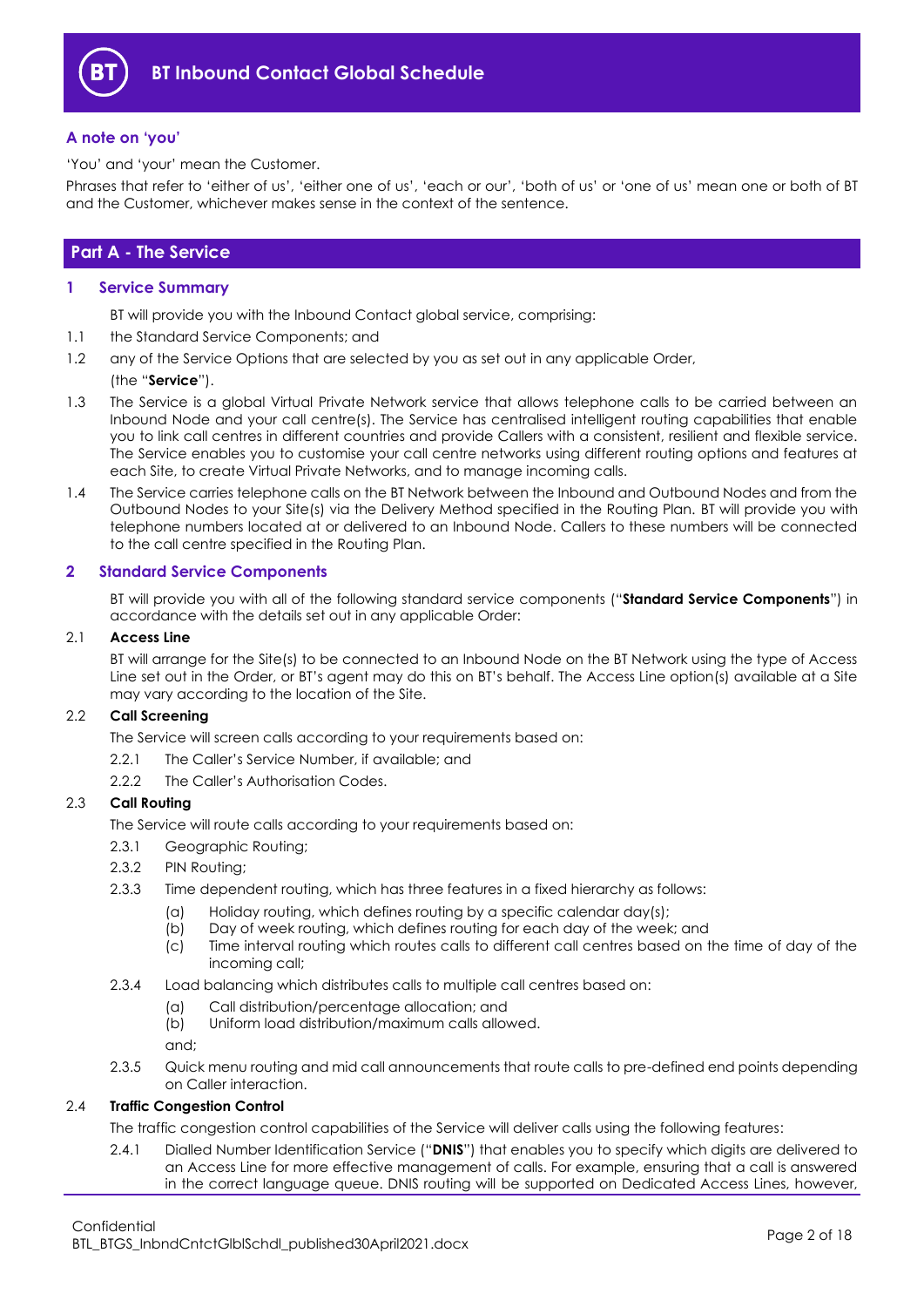## A note on 'you'

'You' and 'your' mean the Customer.

Phrases that refer to 'either of us', 'either one of us', 'each or our', 'both of us' or 'one of us' mean one or both of BT and the Customer, whichever makes sense in the context of the sentence.

# Part A - The Service

## 1 Service Summary

BT will provide you with the Inbound Contact global service, comprising:

1.1 the Standard Service Components; and

1.2 any of the Service Options that are selected by you as set out in any applicable Order,

(the "**Service**").

1.3 The Service is a global Virtual Private Network service that allows telephone calls to be carried between an Inbound Node and your call centre(s). The Service has centralised intelligent routing capabilities that enable you to link call centres in different countries and provide Callers with a consistent, resilient and flexible service. The Service enables you to customise your call centre networks using different routing options and features at each Site, to create Virtual Private Networks, and to manage incoming calls.

1.4 The Service carries telephone calls on the BT Network between the Inbound and Outbound Nodes and from the Outbound Nodes to your Site(s) via the Delivery Method specified in the Routing Plan. BT will provide you with telephone numbers located at or delivered to an Inbound Node. Callers to these numbers will be connected to the call centre specified in the Routing Plan.

## 2 Standard Service Components

BT will provide you with all of the following standard service components ("**Standard Service Components**") in accordance with the details set out in any applicable Order:

### 2.1 Access Line

BT will arrange for the Site(s) to be connected to an Inbound Node on the BT Network using the type of Access Line set out in the Order, or BT's agent may do this on BT's behalf. The Access Line option(s) available at a Site may vary according to the location of the Site.

### 2.2 Call Screening

The Service will screen calls according to your requirements based on:

2.2.1 The Caller's Service Number, if available; and

2.2.2 The Caller's Authorisation Codes.

### 2.3 Call Routing

The Service will route calls according to your requirements based on:

2.3.1 Geographic Routing;

2.3.2 PIN Routing;

2.3.3 Time dependent routing, which has three features in a fixed hierarchy as follows:

- (a) Holiday routing, which defines routing by a specific calendar day(s);
- (b) Day of week routing, which defines routing for each day of the week; and
- (c) Time interval routing which routes calls to different call centres based on the time of day of the incoming call;

2.3.4 Load balancing which distributes calls to multiple call centres based on:

- (a) Call distribution/percentage allocation; and
- (b) Uniform load distribution/maximum calls allowed.

and;

2.3.5 Quick menu routing and mid call announcements that route calls to pre-defined end points depending on Caller interaction.

### 2.4 Traffic Congestion Control

The traffic congestion control capabilities of the Service will deliver calls using the following features:

2.4.1 Dialled Number Identification Service ("**DNIS**") that enables you to specify which digits are delivered to an Access Line for more effective management of calls. For example, ensuring that a call is answered in the correct language queue. DNIS routing will be supported on Dedicated Access Lines, however,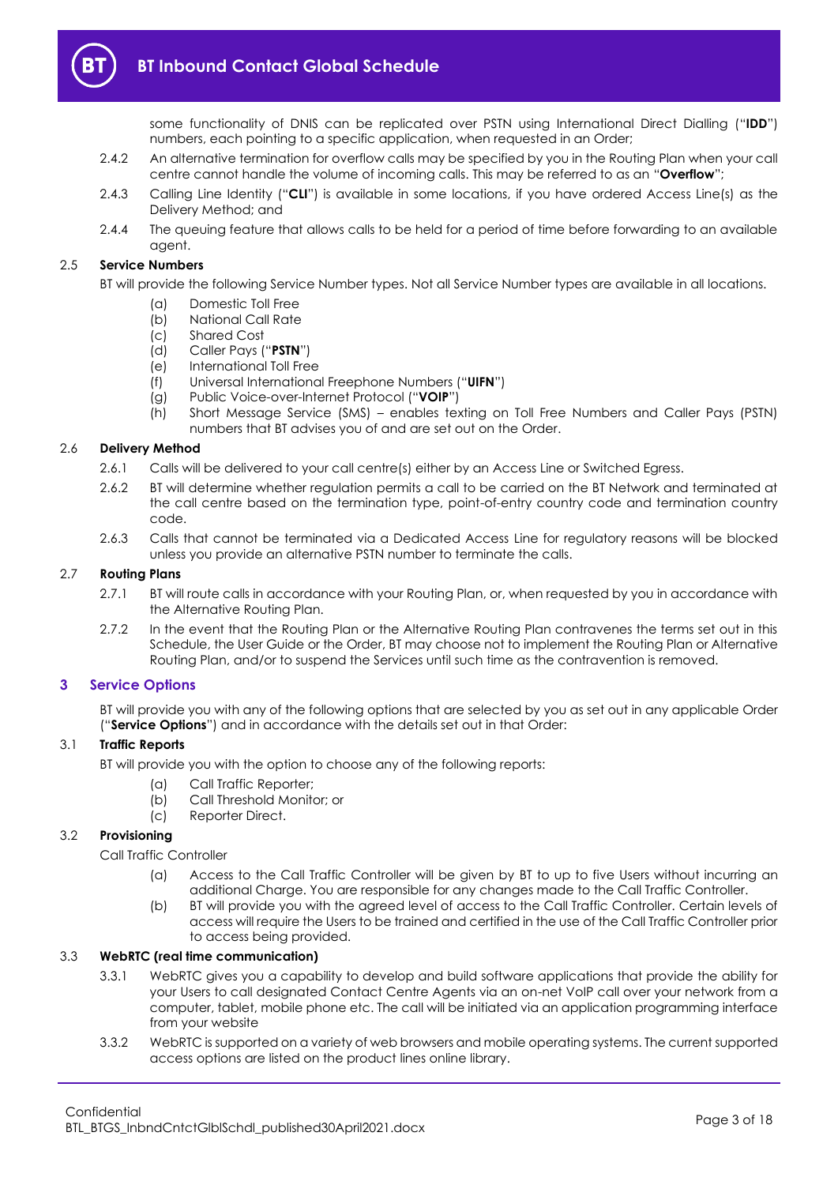some functionality of DNIS can be replicated over PSTN using International Direct Dialling ("**IDD**") numbers, each pointing to a specific application, when requested in an Order;

2.4.2 An alternative termination for overflow calls may be specified by you in the Routing Plan when your call centre cannot handle the volume of incoming calls. This may be referred to as an "**Overflow**";

2.4.3 Calling Line Identity ("**CLI**") is available in some locations, if you have ordered Access Line(s) as the Delivery Method; and

2.4.4 The queuing feature that allows calls to be held for a period of time before forwarding to an available agent.

### 2.5 Service Numbers

BT will provide the following Service Number types. Not all Service Number types are available in all locations.

(a) Domestic Toll Free
(b) National Call Rate
(c) Shared Cost
(d) Caller Pays ("**PSTN**")
(e) International Toll Free
(f) Universal International Freephone Numbers ("**UIFN**")
(g) Public Voice-over-Internet Protocol ("**VOIP**")
(h) Short Message Service (SMS) – enables texting on Toll Free Numbers and Caller Pays (PSTN) numbers that BT advises you of and are set out on the Order.

### 2.6 Delivery Method

2.6.1 Calls will be delivered to your call centre(s) either by an Access Line or Switched Egress.

2.6.2 BT will determine whether regulation permits a call to be carried on the BT Network and terminated at the call centre based on the termination type, point-of-entry country code and termination country code.

2.6.3 Calls that cannot be terminated via a Dedicated Access Line for regulatory reasons will be blocked unless you provide an alternative PSTN number to terminate the calls.

### 2.7 Routing Plans

2.7.1 BT will route calls in accordance with your Routing Plan, or, when requested by you in accordance with the Alternative Routing Plan.

2.7.2 In the event that the Routing Plan or the Alternative Routing Plan contravenes the terms set out in this Schedule, the User Guide or the Order, BT may choose not to implement the Routing Plan or Alternative Routing Plan, and/or to suspend the Services until such time as the contravention is removed.

## 3 Service Options

BT will provide you with any of the following options that are selected by you as set out in any applicable Order ("**Service Options**") and in accordance with the details set out in that Order:

### 3.1 Traffic Reports

BT will provide you with the option to choose any of the following reports:

(a) Call Traffic Reporter;
(b) Call Threshold Monitor; or
(c) Reporter Direct.

### 3.2 Provisioning

Call Traffic Controller

(a) Access to the Call Traffic Controller will be given by BT to up to five Users without incurring an additional Charge. You are responsible for any changes made to the Call Traffic Controller.
(b) BT will provide you with the agreed level of access to the Call Traffic Controller. Certain levels of access will require the Users to be trained and certified in the use of the Call Traffic Controller prior to access being provided.

### 3.3 WebRTC (real time communication)

3.3.1 WebRTC gives you a capability to develop and build software applications that provide the ability for your Users to call designated Contact Centre Agents via an on-net VoIP call over your network from a computer, tablet, mobile phone etc. The call will be initiated via an application programming interface from your website

3.3.2 WebRTC is supported on a variety of web browsers and mobile operating systems. The current supported access options are listed on the product lines online library.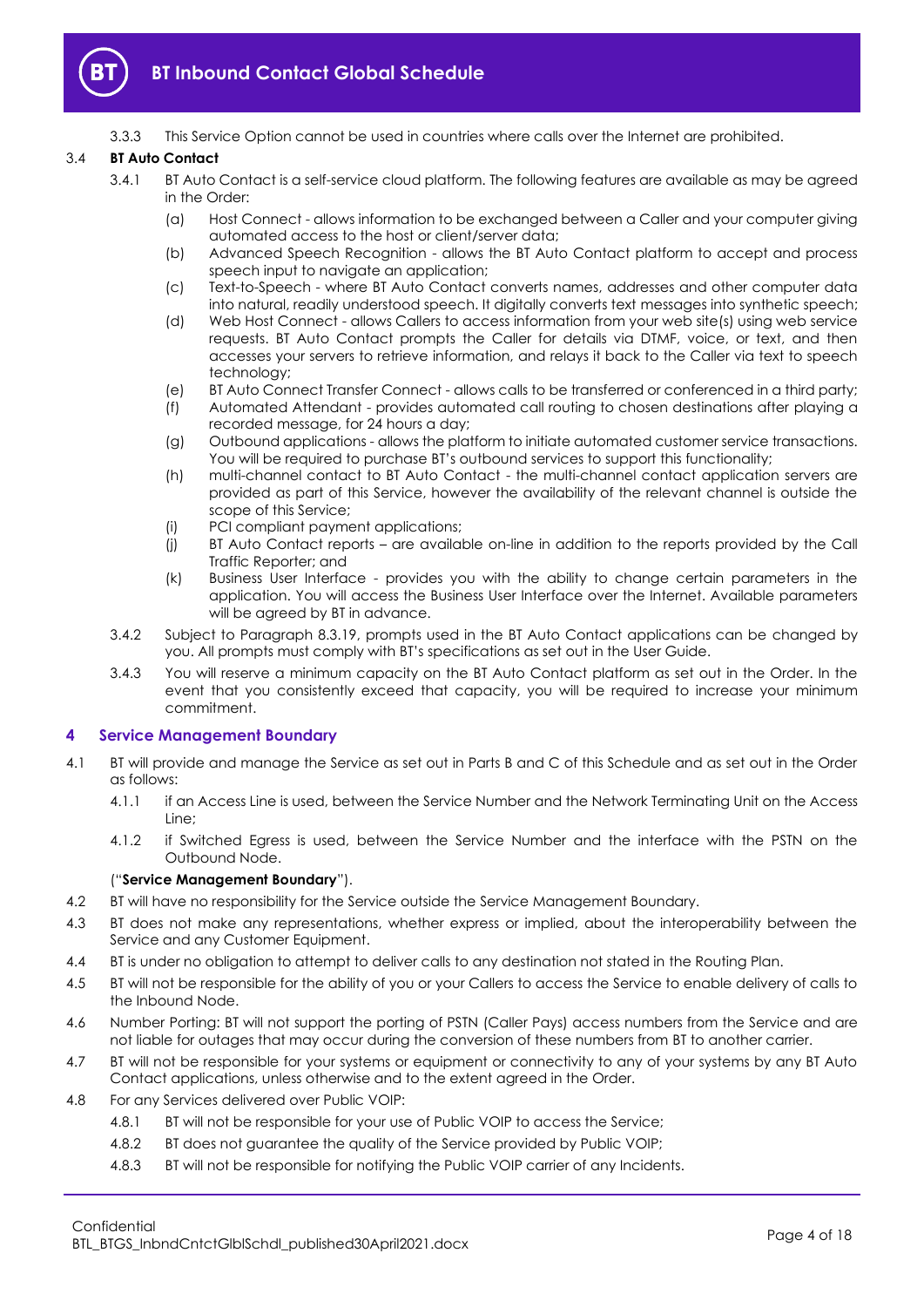3.3.3 This Service Option cannot be used in countries where calls over the Internet are prohibited.

### 3.4 BT Auto Contact

3.4.1 BT Auto Contact is a self-service cloud platform. The following features are available as may be agreed in the Order:

(a) Host Connect - allows information to be exchanged between a Caller and your computer giving automated access to the host or client/server data;

(b) Advanced Speech Recognition - allows the BT Auto Contact platform to accept and process speech input to navigate an application;

(c) Text-to-Speech - where BT Auto Contact converts names, addresses and other computer data into natural, readily understood speech. It digitally converts text messages into synthetic speech;

(d) Web Host Connect - allows Callers to access information from your web site(s) using web service requests. BT Auto Contact prompts the Caller for details via DTMF, voice, or text, and then accesses your servers to retrieve information, and relays it back to the Caller via text to speech technology;

(e) BT Auto Connect Transfer Connect - allows calls to be transferred or conferenced in a third party;

(f) Automated Attendant - provides automated call routing to chosen destinations after playing a recorded message, for 24 hours a day;

(g) Outbound applications - allows the platform to initiate automated customer service transactions. You will be required to purchase BT's outbound services to support this functionality;

(h) multi-channel contact to BT Auto Contact - the multi-channel contact application servers are provided as part of this Service, however the availability of the relevant channel is outside the scope of this Service;

(i) PCI compliant payment applications;

(j) BT Auto Contact reports – are available on-line in addition to the reports provided by the Call Traffic Reporter; and

(k) Business User Interface - provides you with the ability to change certain parameters in the application. You will access the Business User Interface over the Internet. Available parameters will be agreed by BT in advance.

3.4.2 Subject to Paragraph 8.3.19, prompts used in the BT Auto Contact applications can be changed by you. All prompts must comply with BT's specifications as set out in the User Guide.

3.4.3 You will reserve a minimum capacity on the BT Auto Contact platform as set out in the Order. In the event that you consistently exceed that capacity, you will be required to increase your minimum commitment.

## 4 Service Management Boundary

4.1 BT will provide and manage the Service as set out in Parts B and C of this Schedule and as set out in the Order as follows:

4.1.1 if an Access Line is used, between the Service Number and the Network Terminating Unit on the Access Line;

4.1.2 if Switched Egress is used, between the Service Number and the interface with the PSTN on the Outbound Node.

("**Service Management Boundary**").

4.2 BT will have no responsibility for the Service outside the Service Management Boundary.

4.3 BT does not make any representations, whether express or implied, about the interoperability between the Service and any Customer Equipment.

4.4 BT is under no obligation to attempt to deliver calls to any destination not stated in the Routing Plan.

4.5 BT will not be responsible for the ability of you or your Callers to access the Service to enable delivery of calls to the Inbound Node.

4.6 Number Porting: BT will not support the porting of PSTN (Caller Pays) access numbers from the Service and are not liable for outages that may occur during the conversion of these numbers from BT to another carrier.

4.7 BT will not be responsible for your systems or equipment or connectivity to any of your systems by any BT Auto Contact applications, unless otherwise and to the extent agreed in the Order.

4.8 For any Services delivered over Public VOIP:

4.8.1 BT will not be responsible for your use of Public VOIP to access the Service;

4.8.2 BT does not guarantee the quality of the Service provided by Public VOIP;

4.8.3 BT will not be responsible for notifying the Public VOIP carrier of any Incidents.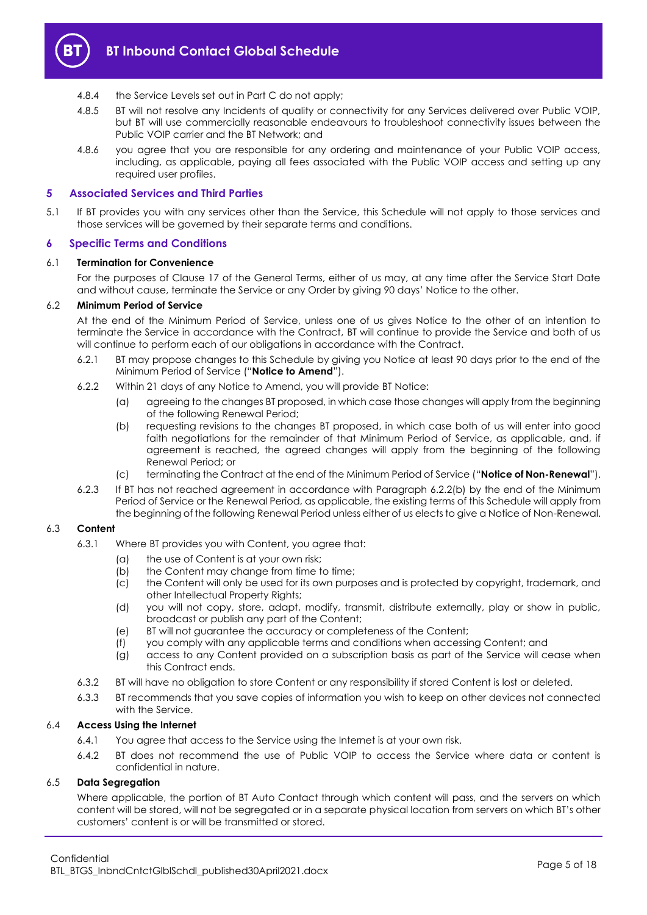4.8.4 the Service Levels set out in Part C do not apply;

4.8.5 BT will not resolve any Incidents of quality or connectivity for any Services delivered over Public VOIP, but BT will use commercially reasonable endeavours to troubleshoot connectivity issues between the Public VOIP carrier and the BT Network; and

4.8.6 you agree that you are responsible for any ordering and maintenance of your Public VOIP access, including, as applicable, paying all fees associated with the Public VOIP access and setting up any required user profiles.

## 5 Associated Services and Third Parties

5.1 If BT provides you with any services other than the Service, this Schedule will not apply to those services and those services will be governed by their separate terms and conditions.

## 6 Specific Terms and Conditions

6.1 **Termination for Convenience**

For the purposes of Clause 17 of the General Terms, either of us may, at any time after the Service Start Date and without cause, terminate the Service or any Order by giving 90 days' Notice to the other.

6.2 **Minimum Period of Service**

At the end of the Minimum Period of Service, unless one of us gives Notice to the other of an intention to terminate the Service in accordance with the Contract, BT will continue to provide the Service and both of us will continue to perform each of our obligations in accordance with the Contract.

6.2.1 BT may propose changes to this Schedule by giving you Notice at least 90 days prior to the end of the Minimum Period of Service ("**Notice to Amend**").

6.2.2 Within 21 days of any Notice to Amend, you will provide BT Notice:

(a) agreeing to the changes BT proposed, in which case those changes will apply from the beginning of the following Renewal Period;

(b) requesting revisions to the changes BT proposed, in which case both of us will enter into good faith negotiations for the remainder of that Minimum Period of Service, as applicable, and, if agreement is reached, the agreed changes will apply from the beginning of the following Renewal Period; or

(c) terminating the Contract at the end of the Minimum Period of Service ("**Notice of Non-Renewal**").

6.2.3 If BT has not reached agreement in accordance with Paragraph 6.2.2(b) by the end of the Minimum Period of Service or the Renewal Period, as applicable, the existing terms of this Schedule will apply from the beginning of the following Renewal Period unless either of us elects to give a Notice of Non-Renewal.

6.3 **Content**

6.3.1 Where BT provides you with Content, you agree that:

(a) the use of Content is at your own risk;

(b) the Content may change from time to time;

(c) the Content will only be used for its own purposes and is protected by copyright, trademark, and other Intellectual Property Rights;

(d) you will not copy, store, adapt, modify, transmit, distribute externally, play or show in public, broadcast or publish any part of the Content;

(e) BT will not guarantee the accuracy or completeness of the Content;

(f) you comply with any applicable terms and conditions when accessing Content; and

(g) access to any Content provided on a subscription basis as part of the Service will cease when this Contract ends.

6.3.2 BT will have no obligation to store Content or any responsibility if stored Content is lost or deleted.

6.3.3 BT recommends that you save copies of information you wish to keep on other devices not connected with the Service.

6.4 **Access Using the Internet**

6.4.1 You agree that access to the Service using the Internet is at your own risk.

6.4.2 BT does not recommend the use of Public VOIP to access the Service where data or content is confidential in nature.

6.5 **Data Segregation**

Where applicable, the portion of BT Auto Contact through which content will pass, and the servers on which content will be stored, will not be segregated or in a separate physical location from servers on which BT's other customers' content is or will be transmitted or stored.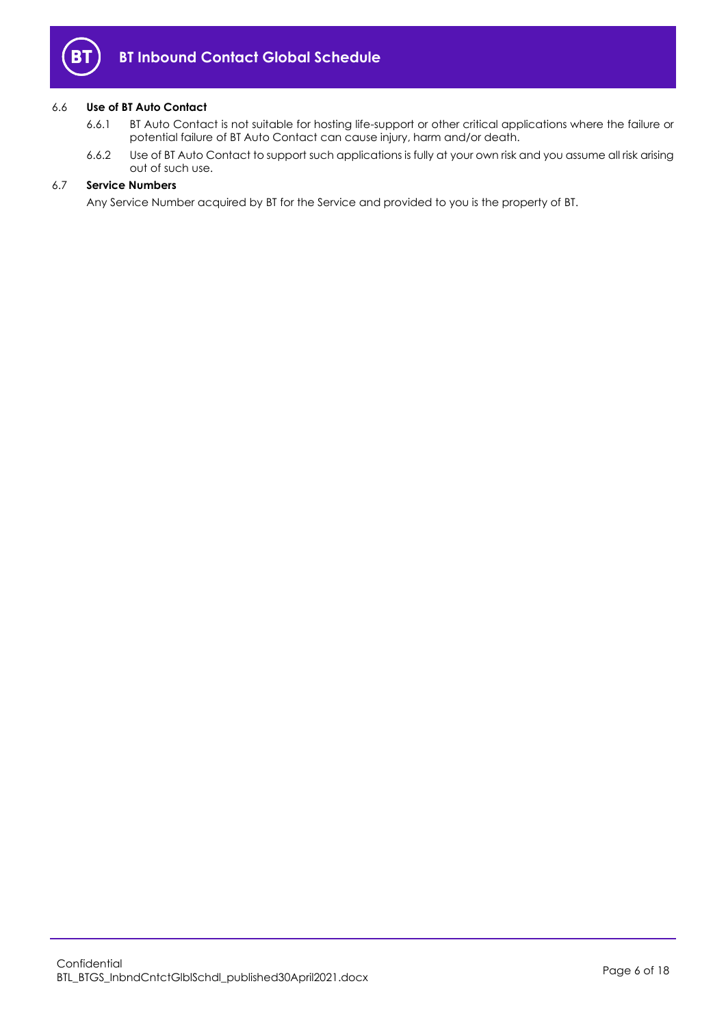### 6.6 Use of BT Auto Contact

6.6.1 BT Auto Contact is not suitable for hosting life-support or other critical applications where the failure or potential failure of BT Auto Contact can cause injury, harm and/or death.

6.6.2 Use of BT Auto Contact to support such applications is fully at your own risk and you assume all risk arising out of such use.

### 6.7 Service Numbers

Any Service Number acquired by BT for the Service and provided to you is the property of BT.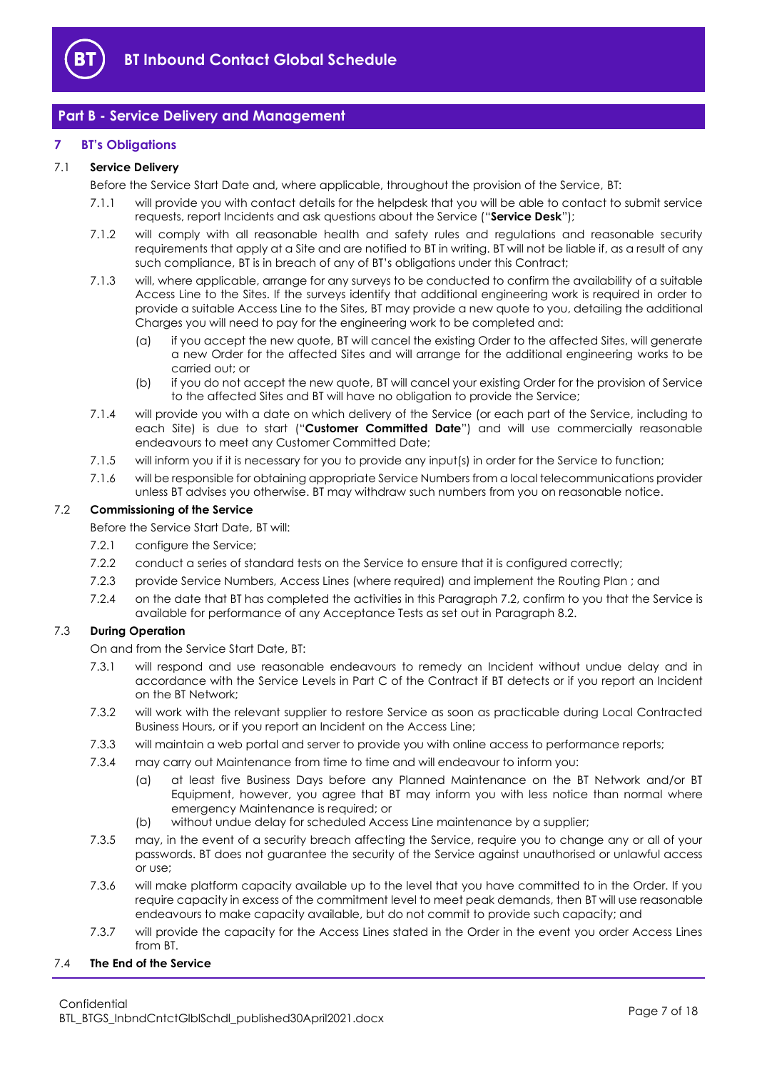## Part B - Service Delivery and Management

### 7 BT's Obligations

#### 7.1 Service Delivery

Before the Service Start Date and, where applicable, throughout the provision of the Service, BT:

7.1.1 will provide you with contact details for the helpdesk that you will be able to contact to submit service requests, report Incidents and ask questions about the Service ("**Service Desk**");

7.1.2 will comply with all reasonable health and safety rules and regulations and reasonable security requirements that apply at a Site and are notified to BT in writing. BT will not be liable if, as a result of any such compliance, BT is in breach of any of BT's obligations under this Contract;

7.1.3 will, where applicable, arrange for any surveys to be conducted to confirm the availability of a suitable Access Line to the Sites. If the surveys identify that additional engineering work is required in order to provide a suitable Access Line to the Sites, BT may provide a new quote to you, detailing the additional Charges you will need to pay for the engineering work to be completed and:

(a) if you accept the new quote, BT will cancel the existing Order to the affected Sites, will generate a new Order for the affected Sites and will arrange for the additional engineering works to be carried out; or

(b) if you do not accept the new quote, BT will cancel your existing Order for the provision of Service to the affected Sites and BT will have no obligation to provide the Service;

7.1.4 will provide you with a date on which delivery of the Service (or each part of the Service, including to each Site) is due to start ("**Customer Committed Date**") and will use commercially reasonable endeavours to meet any Customer Committed Date;

7.1.5 will inform you if it is necessary for you to provide any input(s) in order for the Service to function;

7.1.6 will be responsible for obtaining appropriate Service Numbers from a local telecommunications provider unless BT advises you otherwise. BT may withdraw such numbers from you on reasonable notice.

#### 7.2 Commissioning of the Service

Before the Service Start Date, BT will:

7.2.1 configure the Service;

7.2.2 conduct a series of standard tests on the Service to ensure that it is configured correctly;

7.2.3 provide Service Numbers, Access Lines (where required) and implement the Routing Plan ; and

7.2.4 on the date that BT has completed the activities in this Paragraph 7.2, confirm to you that the Service is available for performance of any Acceptance Tests as set out in Paragraph 8.2.

#### 7.3 During Operation

On and from the Service Start Date, BT:

7.3.1 will respond and use reasonable endeavours to remedy an Incident without undue delay and in accordance with the Service Levels in Part C of the Contract if BT detects or if you report an Incident on the BT Network;

7.3.2 will work with the relevant supplier to restore Service as soon as practicable during Local Contracted Business Hours, or if you report an Incident on the Access Line;

7.3.3 will maintain a web portal and server to provide you with online access to performance reports;

7.3.4 may carry out Maintenance from time to time and will endeavour to inform you:

(a) at least five Business Days before any Planned Maintenance on the BT Network and/or BT Equipment, however, you agree that BT may inform you with less notice than normal where emergency Maintenance is required; or

(b) without undue delay for scheduled Access Line maintenance by a supplier;

7.3.5 may, in the event of a security breach affecting the Service, require you to change any or all of your passwords. BT does not guarantee the security of the Service against unauthorised or unlawful access or use;

7.3.6 will make platform capacity available up to the level that you have committed to in the Order. If you require capacity in excess of the commitment level to meet peak demands, then BT will use reasonable endeavours to make capacity available, but do not commit to provide such capacity; and

7.3.7 will provide the capacity for the Access Lines stated in the Order in the event you order Access Lines from BT.

#### 7.4 The End of the Service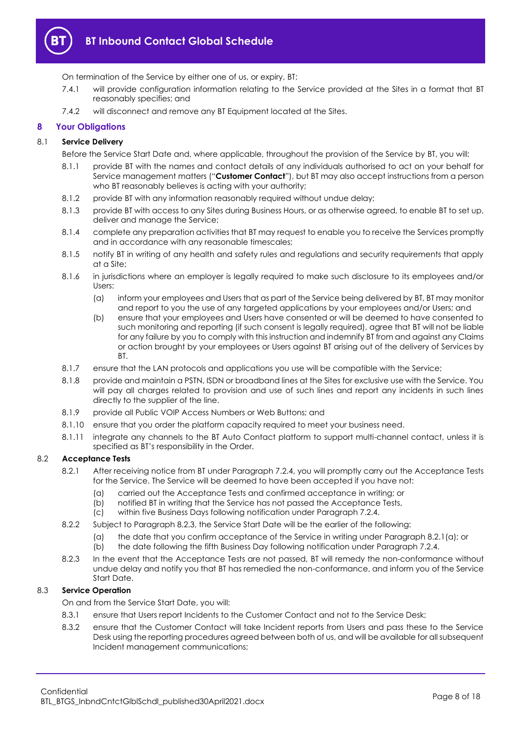On termination of the Service by either one of us, or expiry, BT:

7.4.1 will provide configuration information relating to the Service provided at the Sites in a format that BT reasonably specifies; and

7.4.2 will disconnect and remove any BT Equipment located at the Sites.

## 8 Your Obligations

### 8.1 Service Delivery

Before the Service Start Date and, where applicable, throughout the provision of the Service by BT, you will:

8.1.1 provide BT with the names and contact details of any individuals authorised to act on your behalf for Service management matters ("**Customer Contact**"), but BT may also accept instructions from a person who BT reasonably believes is acting with your authority;

8.1.2 provide BT with any information reasonably required without undue delay;

8.1.3 provide BT with access to any Sites during Business Hours, or as otherwise agreed, to enable BT to set up, deliver and manage the Service;

8.1.4 complete any preparation activities that BT may request to enable you to receive the Services promptly and in accordance with any reasonable timescales;

8.1.5 notify BT in writing of any health and safety rules and regulations and security requirements that apply at a Site;

8.1.6 in jurisdictions where an employer is legally required to make such disclosure to its employees and/or Users:

(a) inform your employees and Users that as part of the Service being delivered by BT, BT may monitor and report to you the use of any targeted applications by your employees and/or Users; and

(b) ensure that your employees and Users have consented or will be deemed to have consented to such monitoring and reporting (if such consent is legally required), agree that BT will not be liable for any failure by you to comply with this instruction and indemnify BT from and against any Claims or action brought by your employees or Users against BT arising out of the delivery of Services by BT.

8.1.7 ensure that the LAN protocols and applications you use will be compatible with the Service;

8.1.8 provide and maintain a PSTN, ISDN or broadband lines at the Sites for exclusive use with the Service. You will pay all charges related to provision and use of such lines and report any incidents in such lines directly to the supplier of the line.

8.1.9 provide all Public VOIP Access Numbers or Web Buttons; and

8.1.10 ensure that you order the platform capacity required to meet your business need.

8.1.11 integrate any channels to the BT Auto Contact platform to support multi-channel contact, unless it is specified as BT's responsibility in the Order.

### 8.2 Acceptance Tests

8.2.1 After receiving notice from BT under Paragraph 7.2.4, you will promptly carry out the Acceptance Tests for the Service. The Service will be deemed to have been accepted if you have not:

(a) carried out the Acceptance Tests and confirmed acceptance in writing; or

(b) notified BT in writing that the Service has not passed the Acceptance Tests,

(c) within five Business Days following notification under Paragraph 7.2.4.

8.2.2 Subject to Paragraph 8.2.3, the Service Start Date will be the earlier of the following:

(a) the date that you confirm acceptance of the Service in writing under Paragraph 8.2.1(a); or

(b) the date following the fifth Business Day following notification under Paragraph 7.2.4.

8.2.3 In the event that the Acceptance Tests are not passed, BT will remedy the non-conformance without undue delay and notify you that BT has remedied the non-conformance, and inform you of the Service Start Date.

### 8.3 Service Operation

On and from the Service Start Date, you will:

8.3.1 ensure that Users report Incidents to the Customer Contact and not to the Service Desk;

8.3.2 ensure that the Customer Contact will take Incident reports from Users and pass these to the Service Desk using the reporting procedures agreed between both of us, and will be available for all subsequent Incident management communications;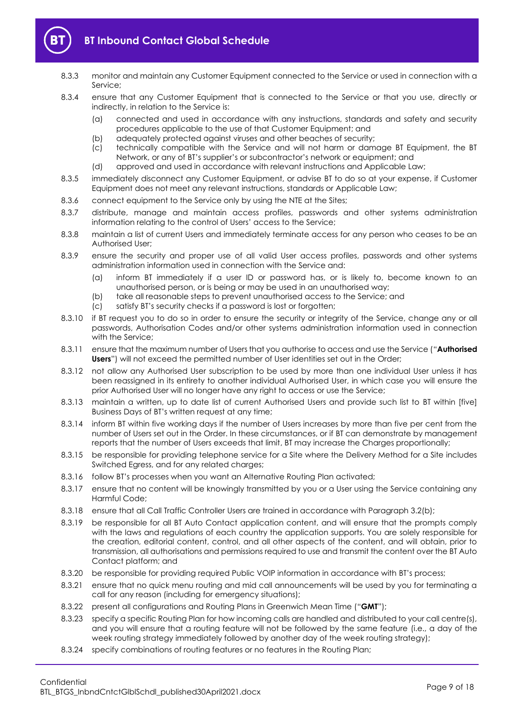8.3.3 monitor and maintain any Customer Equipment connected to the Service or used in connection with a Service;

8.3.4 ensure that any Customer Equipment that is connected to the Service or that you use, directly or indirectly, in relation to the Service is:

(a) connected and used in accordance with any instructions, standards and safety and security procedures applicable to the use of that Customer Equipment; and

(b) adequately protected against viruses and other beaches of security;

(c) technically compatible with the Service and will not harm or damage BT Equipment, the BT Network, or any of BT's supplier's or subcontractor's network or equipment; and

(d) approved and used in accordance with relevant instructions and Applicable Law;

8.3.5 immediately disconnect any Customer Equipment, or advise BT to do so at your expense, if Customer Equipment does not meet any relevant instructions, standards or Applicable Law;

8.3.6 connect equipment to the Service only by using the NTE at the Sites;

8.3.7 distribute, manage and maintain access profiles, passwords and other systems administration information relating to the control of Users' access to the Service;

8.3.8 maintain a list of current Users and immediately terminate access for any person who ceases to be an Authorised User;

8.3.9 ensure the security and proper use of all valid User access profiles, passwords and other systems administration information used in connection with the Service and:

(a) inform BT immediately if a user ID or password has, or is likely to, become known to an unauthorised person, or is being or may be used in an unauthorised way;

(b) take all reasonable steps to prevent unauthorised access to the Service; and

(c) satisfy BT's security checks if a password is lost or forgotten;

8.3.10 if BT request you to do so in order to ensure the security or integrity of the Service, change any or all passwords, Authorisation Codes and/or other systems administration information used in connection with the Service;

8.3.11 ensure that the maximum number of Users that you authorise to access and use the Service ("**Authorised Users**") will not exceed the permitted number of User identities set out in the Order;

8.3.12 not allow any Authorised User subscription to be used by more than one individual Authorised User unless it has been reassigned in its entirety to another individual Authorised User, in which case you will ensure the prior Authorised User will no longer have any right to access or use the Service;

8.3.13 maintain a written, up to date list of current Authorised Users and provide such list to BT within [five] Business Days of BT's written request at any time;

8.3.14 inform BT within five working days if the number of Users increases by more than five per cent from the number of Users set out in the Order. In these circumstances, or if BT can demonstrate by management reports that the number of Users exceeds that limit, BT may increase the Charges proportionally;

8.3.15 be responsible for providing telephone service for a Site where the Delivery Method for a Site includes Switched Egress, and for any related charges;

8.3.16 follow BT's processes when you want an Alternative Routing Plan activated;

8.3.17 ensure that no content will be knowingly transmitted by you or a User using the Service containing any Harmful Code;

8.3.18 ensure that all Call Traffic Controller Users are trained in accordance with Paragraph 3.2(b);

8.3.19 be responsible for all BT Auto Contact application content, and will ensure that the prompts comply with the laws and regulations of each country the application supports. You are solely responsible for the creation, editorial content, control, and all other aspects of the content, and will obtain, prior to transmission, all authorisations and permissions required to use and transmit the content over the BT Auto Contact platform; and

8.3.20 be responsible for providing required Public VOIP information in accordance with BT's process;

8.3.21 ensure that no quick menu routing and mid call announcements will be used by you for terminating a call for any reason (including for emergency situations);

8.3.22 present all configurations and Routing Plans in Greenwich Mean Time ("**GMT**");

8.3.23 specify a specific Routing Plan for how incoming calls are handled and distributed to your call centre(s), and you will ensure that a routing feature will not be followed by the same feature (i.e., a day of the week routing strategy immediately followed by another day of the week routing strategy);

8.3.24 specify combinations of routing features or no features in the Routing Plan;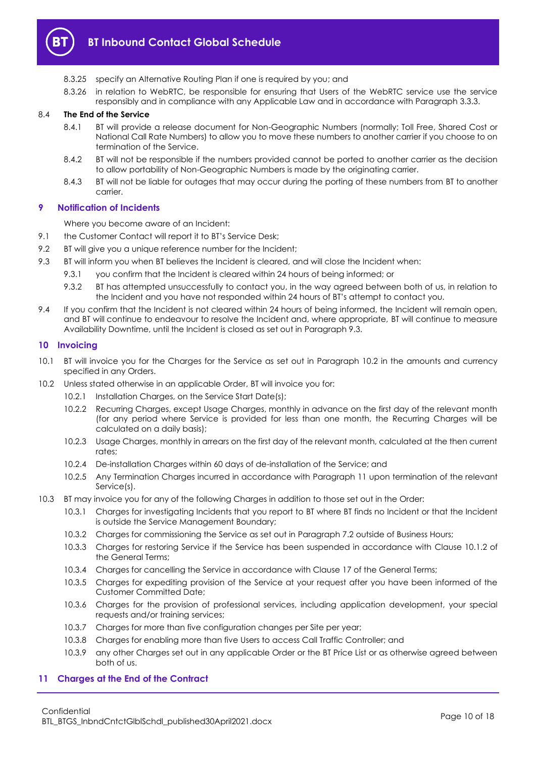8.3.25 specify an Alternative Routing Plan if one is required by you; and

8.3.26 in relation to WebRTC, be responsible for ensuring that Users of the WebRTC service use the service responsibly and in compliance with any Applicable Law and in accordance with Paragraph 3.3.3.

8.4 **The End of the Service**

8.4.1 BT will provide a release document for Non-Geographic Numbers (normally; Toll Free, Shared Cost or National Call Rate Numbers) to allow you to move these numbers to another carrier if you choose to on termination of the Service.

8.4.2 BT will not be responsible if the numbers provided cannot be ported to another carrier as the decision to allow portability of Non-Geographic Numbers is made by the originating carrier.

8.4.3 BT will not be liable for outages that may occur during the porting of these numbers from BT to another carrier.

## 9 Notification of Incidents

Where you become aware of an Incident:

9.1 the Customer Contact will report it to BT's Service Desk;

9.2 BT will give you a unique reference number for the Incident;

9.3 BT will inform you when BT believes the Incident is cleared, and will close the Incident when:

9.3.1 you confirm that the Incident is cleared within 24 hours of being informed; or

9.3.2 BT has attempted unsuccessfully to contact you, in the way agreed between both of us, in relation to the Incident and you have not responded within 24 hours of BT's attempt to contact you.

9.4 If you confirm that the Incident is not cleared within 24 hours of being informed, the Incident will remain open, and BT will continue to endeavour to resolve the Incident and, where appropriate, BT will continue to measure Availability Downtime, until the Incident is closed as set out in Paragraph 9.3.

## 10 Invoicing

10.1 BT will invoice you for the Charges for the Service as set out in Paragraph 10.2 in the amounts and currency specified in any Orders.

10.2 Unless stated otherwise in an applicable Order, BT will invoice you for:

10.2.1 Installation Charges, on the Service Start Date(s);

10.2.2 Recurring Charges, except Usage Charges, monthly in advance on the first day of the relevant month (for any period where Service is provided for less than one month, the Recurring Charges will be calculated on a daily basis);

10.2.3 Usage Charges, monthly in arrears on the first day of the relevant month, calculated at the then current rates;

10.2.4 De-installation Charges within 60 days of de-installation of the Service; and

10.2.5 Any Termination Charges incurred in accordance with Paragraph 11 upon termination of the relevant Service(s).

10.3 BT may invoice you for any of the following Charges in addition to those set out in the Order:

10.3.1 Charges for investigating Incidents that you report to BT where BT finds no Incident or that the Incident is outside the Service Management Boundary;

10.3.2 Charges for commissioning the Service as set out in Paragraph 7.2 outside of Business Hours;

10.3.3 Charges for restoring Service if the Service has been suspended in accordance with Clause 10.1.2 of the General Terms;

10.3.4 Charges for cancelling the Service in accordance with Clause 17 of the General Terms;

10.3.5 Charges for expediting provision of the Service at your request after you have been informed of the Customer Committed Date;

10.3.6 Charges for the provision of professional services, including application development, your special requests and/or training services;

10.3.7 Charges for more than five configuration changes per Site per year;

10.3.8 Charges for enabling more than five Users to access Call Traffic Controller; and

10.3.9 any other Charges set out in any applicable Order or the BT Price List or as otherwise agreed between both of us.

## 11 Charges at the End of the Contract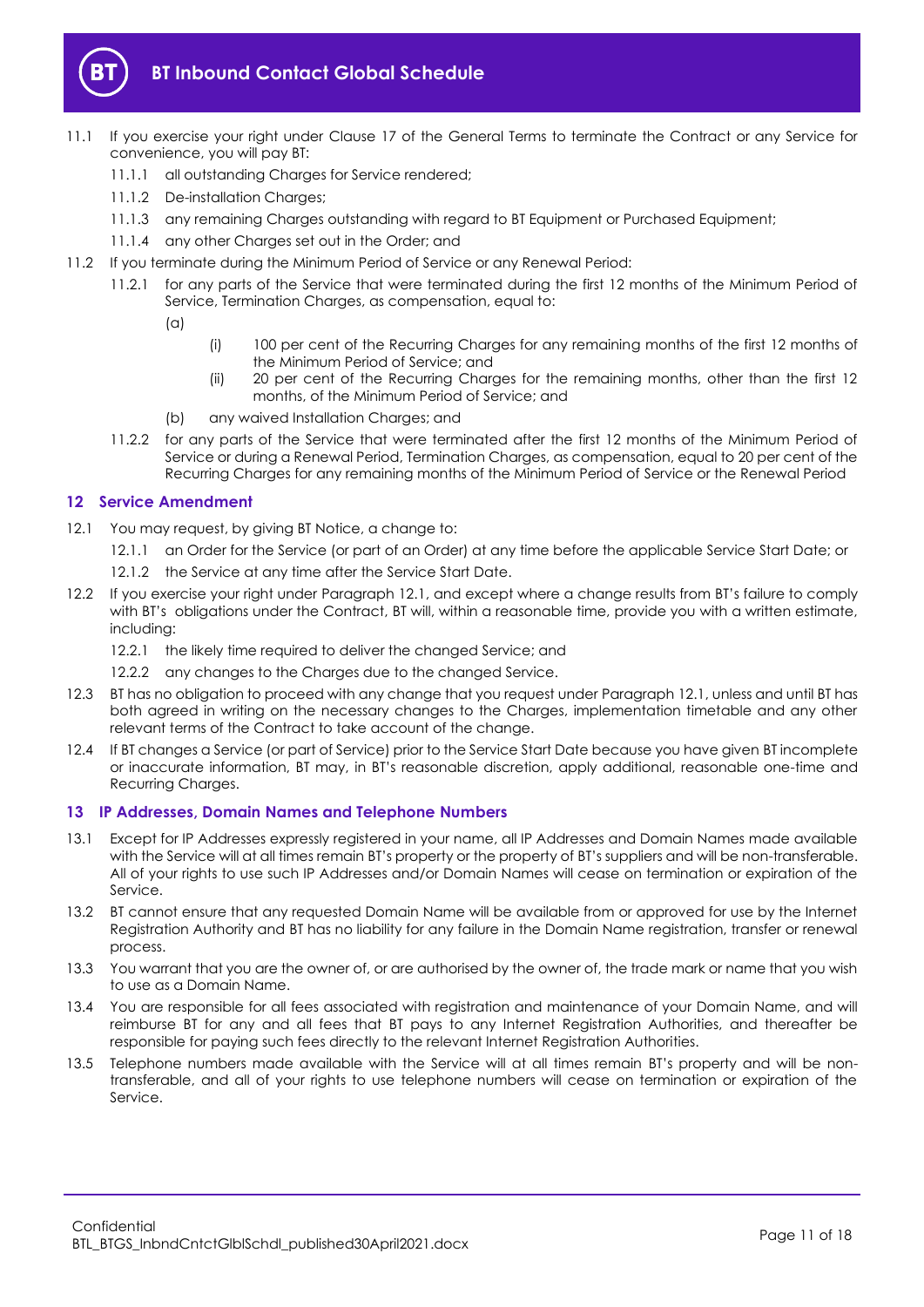11.1 If you exercise your right under Clause 17 of the General Terms to terminate the Contract or any Service for convenience, you will pay BT:

11.1.1 all outstanding Charges for Service rendered;

11.1.2 De-installation Charges;

11.1.3 any remaining Charges outstanding with regard to BT Equipment or Purchased Equipment;

11.1.4 any other Charges set out in the Order; and

11.2 If you terminate during the Minimum Period of Service or any Renewal Period:

11.2.1 for any parts of the Service that were terminated during the first 12 months of the Minimum Period of Service, Termination Charges, as compensation, equal to:

(a)

(i) 100 per cent of the Recurring Charges for any remaining months of the first 12 months of the Minimum Period of Service; and

(ii) 20 per cent of the Recurring Charges for the remaining months, other than the first 12 months, of the Minimum Period of Service; and

(b) any waived Installation Charges; and

11.2.2 for any parts of the Service that were terminated after the first 12 months of the Minimum Period of Service or during a Renewal Period, Termination Charges, as compensation, equal to 20 per cent of the Recurring Charges for any remaining months of the Minimum Period of Service or the Renewal Period

## 12 Service Amendment

12.1 You may request, by giving BT Notice, a change to:

12.1.1 an Order for the Service (or part of an Order) at any time before the applicable Service Start Date; or

12.1.2 the Service at any time after the Service Start Date.

12.2 If you exercise your right under Paragraph 12.1, and except where a change results from BT's failure to comply with BT's obligations under the Contract, BT will, within a reasonable time, provide you with a written estimate, including:

12.2.1 the likely time required to deliver the changed Service; and

12.2.2 any changes to the Charges due to the changed Service.

12.3 BT has no obligation to proceed with any change that you request under Paragraph 12.1, unless and until BT has both agreed in writing on the necessary changes to the Charges, implementation timetable and any other relevant terms of the Contract to take account of the change.

12.4 If BT changes a Service (or part of Service) prior to the Service Start Date because you have given BT incomplete or inaccurate information, BT may, in BT's reasonable discretion, apply additional, reasonable one-time and Recurring Charges.

## 13 IP Addresses, Domain Names and Telephone Numbers

13.1 Except for IP Addresses expressly registered in your name, all IP Addresses and Domain Names made available with the Service will at all times remain BT's property or the property of BT's suppliers and will be non-transferable. All of your rights to use such IP Addresses and/or Domain Names will cease on termination or expiration of the Service.

13.2 BT cannot ensure that any requested Domain Name will be available from or approved for use by the Internet Registration Authority and BT has no liability for any failure in the Domain Name registration, transfer or renewal process.

13.3 You warrant that you are the owner of, or are authorised by the owner of, the trade mark or name that you wish to use as a Domain Name.

13.4 You are responsible for all fees associated with registration and maintenance of your Domain Name, and will reimburse BT for any and all fees that BT pays to any Internet Registration Authorities, and thereafter be responsible for paying such fees directly to the relevant Internet Registration Authorities.

13.5 Telephone numbers made available with the Service will at all times remain BT's property and will be non-transferable, and all of your rights to use telephone numbers will cease on termination or expiration of the Service.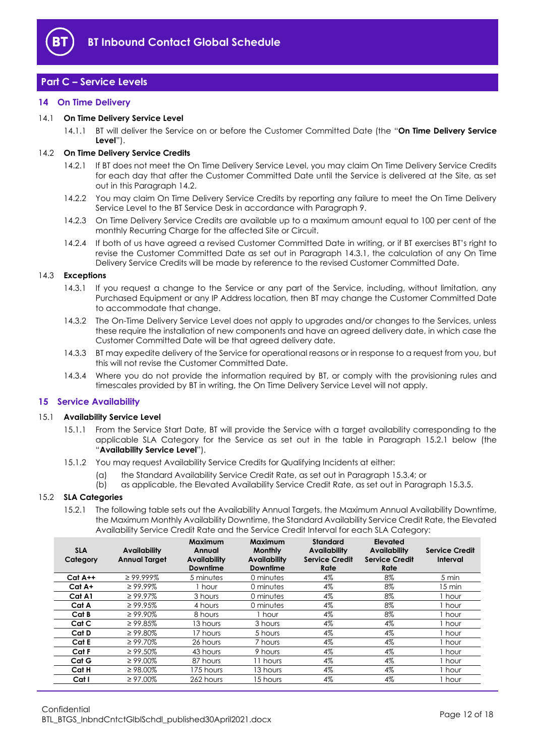## Part C – Service Levels

### 14 On Time Delivery

14.1 **On Time Delivery Service Level**

14.1.1 BT will deliver the Service on or before the Customer Committed Date (the "**On Time Delivery Service Level**").

14.2 **On Time Delivery Service Credits**

14.2.1 If BT does not meet the On Time Delivery Service Level, you may claim On Time Delivery Service Credits for each day that after the Customer Committed Date until the Service is delivered at the Site, as set out in this Paragraph 14.2.

14.2.2 You may claim On Time Delivery Service Credits by reporting any failure to meet the On Time Delivery Service Level to the BT Service Desk in accordance with Paragraph 9.

14.2.3 On Time Delivery Service Credits are available up to a maximum amount equal to 100 per cent of the monthly Recurring Charge for the affected Site or Circuit.

14.2.4 If both of us have agreed a revised Customer Committed Date in writing, or if BT exercises BT's right to revise the Customer Committed Date as set out in Paragraph 14.3.1, the calculation of any On Time Delivery Service Credits will be made by reference to the revised Customer Committed Date.

14.3 **Exceptions**

14.3.1 If you request a change to the Service or any part of the Service, including, without limitation, any Purchased Equipment or any IP Address location, then BT may change the Customer Committed Date to accommodate that change.

14.3.2 The On-Time Delivery Service Level does not apply to upgrades and/or changes to the Services, unless these require the installation of new components and have an agreed delivery date, in which case the Customer Committed Date will be that agreed delivery date.

14.3.3 BT may expedite delivery of the Service for operational reasons or in response to a request from you, but this will not revise the Customer Committed Date.

14.3.4 Where you do not provide the information required by BT, or comply with the provisioning rules and timescales provided by BT in writing, the On Time Delivery Service Level will not apply.

### 15 Service Availability

15.1 **Availability Service Level**

15.1.1 From the Service Start Date, BT will provide the Service with a target availability corresponding to the applicable SLA Category for the Service as set out in the table in Paragraph 15.2.1 below (the "**Availability Service Level**").

15.1.2 You may request Availability Service Credits for Qualifying Incidents at either:

(a) the Standard Availability Service Credit Rate, as set out in Paragraph 15.3.4; or

(b) as applicable, the Elevated Availability Service Credit Rate, as set out in Paragraph 15.3.5.

15.2 **SLA Categories**

15.2.1 The following table sets out the Availability Annual Targets, the Maximum Annual Availability Downtime, the Maximum Monthly Availability Downtime, the Standard Availability Service Credit Rate, the Elevated Availability Service Credit Rate and the Service Credit Interval for each SLA Category:

| SLA Category | Availability Annual Target | Maximum Annual Availability Downtime | Maximum Monthly Availability Downtime | Standard Availability Service Credit Rate | Elevated Availability Service Credit Rate | Service Credit Interval |
|---|---|---|---|---|---|---|
| **Cat A++** | ≥ 99.999% | 5 minutes | 0 minutes | 4% | 8% | 5 min |
| **Cat A+** | ≥ 99.99% | 1 hour | 0 minutes | 4% | 8% | 15 min |
| **Cat A1** | ≥ 99.97% | 3 hours | 0 minutes | 4% | 8% | 1 hour |
| **Cat A** | ≥ 99.95% | 4 hours | 0 minutes | 4% | 8% | 1 hour |
| **Cat B** | ≥ 99.90% | 8 hours | 1 hour | 4% | 8% | 1 hour |
| **Cat C** | ≥ 99.85% | 13 hours | 3 hours | 4% | 4% | 1 hour |
| **Cat D** | ≥ 99.80% | 17 hours | 5 hours | 4% | 4% | 1 hour |
| **Cat E** | ≥ 99.70% | 26 hours | 7 hours | 4% | 4% | 1 hour |
| **Cat F** | ≥ 99.50% | 43 hours | 9 hours | 4% | 4% | 1 hour |
| **Cat G** | ≥ 99.00% | 87 hours | 11 hours | 4% | 4% | 1 hour |
| **Cat H** | ≥ 98.00% | 175 hours | 13 hours | 4% | 4% | 1 hour |
| **Cat I** | ≥ 97.00% | 262 hours | 15 hours | 4% | 4% | 1 hour |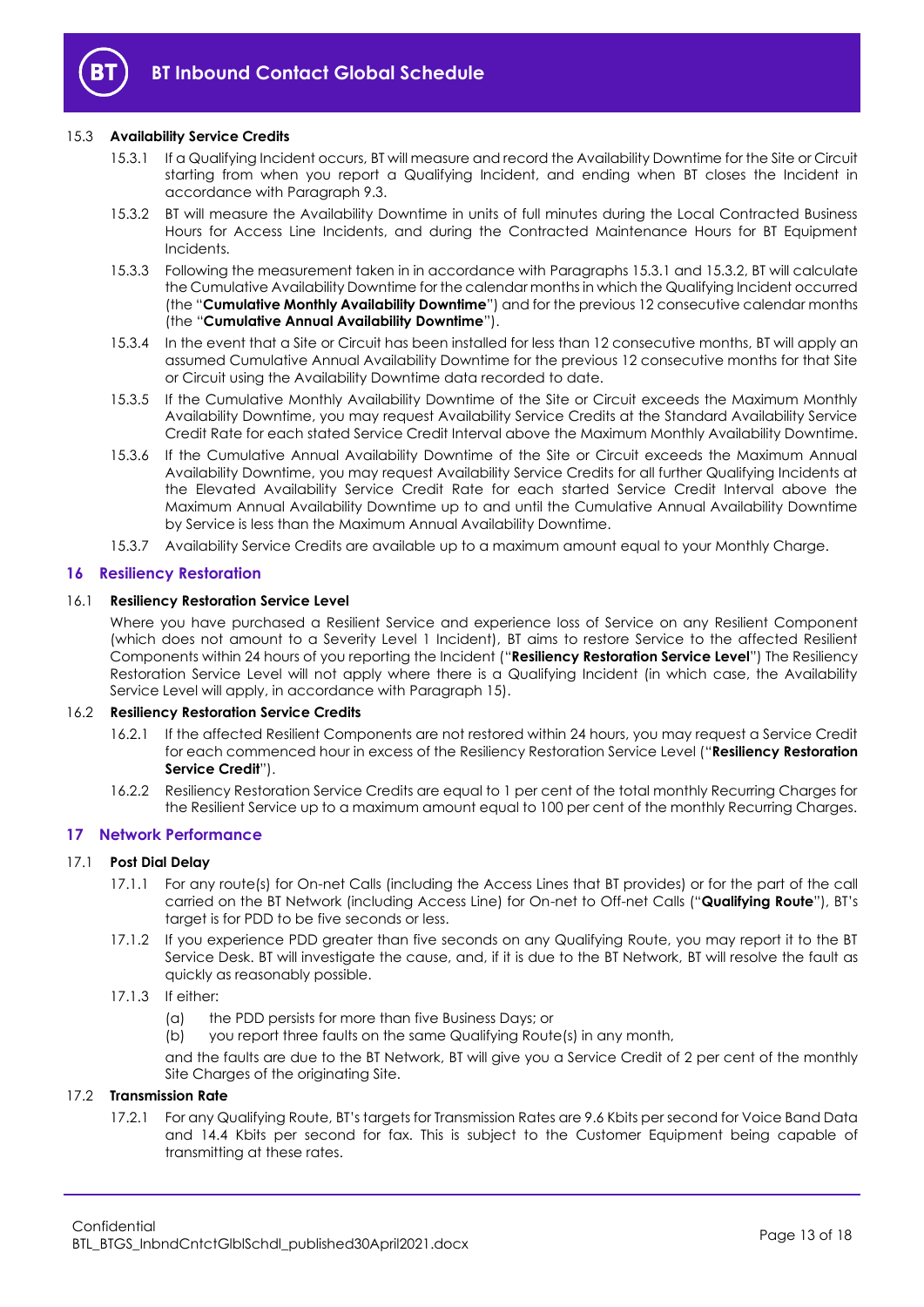### 15.3 **Availability Service Credits**

15.3.1 If a Qualifying Incident occurs, BT will measure and record the Availability Downtime for the Site or Circuit starting from when you report a Qualifying Incident, and ending when BT closes the Incident in accordance with Paragraph 9.3.

15.3.2 BT will measure the Availability Downtime in units of full minutes during the Local Contracted Business Hours for Access Line Incidents, and during the Contracted Maintenance Hours for BT Equipment Incidents.

15.3.3 Following the measurement taken in in accordance with Paragraphs 15.3.1 and 15.3.2, BT will calculate the Cumulative Availability Downtime for the calendar months in which the Qualifying Incident occurred (the "**Cumulative Monthly Availability Downtime**") and for the previous 12 consecutive calendar months (the "**Cumulative Annual Availability Downtime**").

15.3.4 In the event that a Site or Circuit has been installed for less than 12 consecutive months, BT will apply an assumed Cumulative Annual Availability Downtime for the previous 12 consecutive months for that Site or Circuit using the Availability Downtime data recorded to date.

15.3.5 If the Cumulative Monthly Availability Downtime of the Site or Circuit exceeds the Maximum Monthly Availability Downtime, you may request Availability Service Credits at the Standard Availability Service Credit Rate for each stated Service Credit Interval above the Maximum Monthly Availability Downtime.

15.3.6 If the Cumulative Annual Availability Downtime of the Site or Circuit exceeds the Maximum Annual Availability Downtime, you may request Availability Service Credits for all further Qualifying Incidents at the Elevated Availability Service Credit Rate for each started Service Credit Interval above the Maximum Annual Availability Downtime up to and until the Cumulative Annual Availability Downtime by Service is less than the Maximum Annual Availability Downtime.

15.3.7 Availability Service Credits are available up to a maximum amount equal to your Monthly Charge.

## 16 Resiliency Restoration

### 16.1 **Resiliency Restoration Service Level**

Where you have purchased a Resilient Service and experience loss of Service on any Resilient Component (which does not amount to a Severity Level 1 Incident), BT aims to restore Service to the affected Resilient Components within 24 hours of you reporting the Incident ("**Resiliency Restoration Service Level**") The Resiliency Restoration Service Level will not apply where there is a Qualifying Incident (in which case, the Availability Service Level will apply, in accordance with Paragraph 15).

### 16.2 **Resiliency Restoration Service Credits**

16.2.1 If the affected Resilient Components are not restored within 24 hours, you may request a Service Credit for each commenced hour in excess of the Resiliency Restoration Service Level ("**Resiliency Restoration Service Credit**").

16.2.2 Resiliency Restoration Service Credits are equal to 1 per cent of the total monthly Recurring Charges for the Resilient Service up to a maximum amount equal to 100 per cent of the monthly Recurring Charges.

## 17 Network Performance

### 17.1 **Post Dial Delay**

17.1.1 For any route(s) for On-net Calls (including the Access Lines that BT provides) or for the part of the call carried on the BT Network (including Access Line) for On-net to Off-net Calls ("**Qualifying Route**"), BT's target is for PDD to be five seconds or less.

17.1.2 If you experience PDD greater than five seconds on any Qualifying Route, you may report it to the BT Service Desk. BT will investigate the cause, and, if it is due to the BT Network, BT will resolve the fault as quickly as reasonably possible.

17.1.3 If either:

(a) the PDD persists for more than five Business Days; or

(b) you report three faults on the same Qualifying Route(s) in any month,

and the faults are due to the BT Network, BT will give you a Service Credit of 2 per cent of the monthly Site Charges of the originating Site.

### 17.2 **Transmission Rate**

17.2.1 For any Qualifying Route, BT's targets for Transmission Rates are 9.6 Kbits per second for Voice Band Data and 14.4 Kbits per second for fax. This is subject to the Customer Equipment being capable of transmitting at these rates.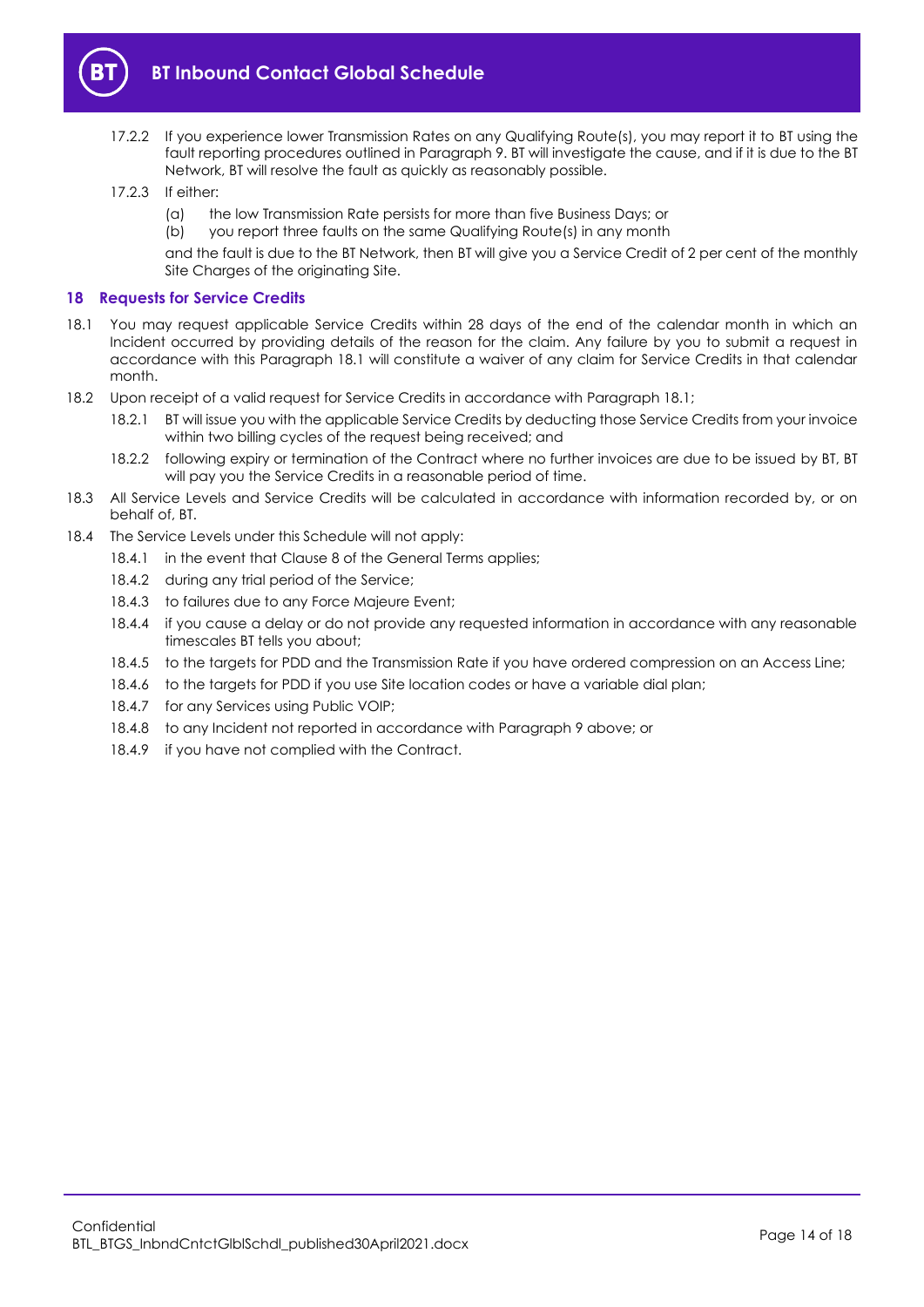17.2.2 If you experience lower Transmission Rates on any Qualifying Route(s), you may report it to BT using the fault reporting procedures outlined in Paragraph 9. BT will investigate the cause, and if it is due to the BT Network, BT will resolve the fault as quickly as reasonably possible.

17.2.3 If either:

(a) the low Transmission Rate persists for more than five Business Days; or

(b) you report three faults on the same Qualifying Route(s) in any month

and the fault is due to the BT Network, then BT will give you a Service Credit of 2 per cent of the monthly Site Charges of the originating Site.

## 18 Requests for Service Credits

18.1 You may request applicable Service Credits within 28 days of the end of the calendar month in which an Incident occurred by providing details of the reason for the claim. Any failure by you to submit a request in accordance with this Paragraph 18.1 will constitute a waiver of any claim for Service Credits in that calendar month.

18.2 Upon receipt of a valid request for Service Credits in accordance with Paragraph 18.1;

18.2.1 BT will issue you with the applicable Service Credits by deducting those Service Credits from your invoice within two billing cycles of the request being received; and

18.2.2 following expiry or termination of the Contract where no further invoices are due to be issued by BT, BT will pay you the Service Credits in a reasonable period of time.

18.3 All Service Levels and Service Credits will be calculated in accordance with information recorded by, or on behalf of, BT.

18.4 The Service Levels under this Schedule will not apply:

18.4.1 in the event that Clause 8 of the General Terms applies;

18.4.2 during any trial period of the Service;

18.4.3 to failures due to any Force Majeure Event;

18.4.4 if you cause a delay or do not provide any requested information in accordance with any reasonable timescales BT tells you about;

18.4.5 to the targets for PDD and the Transmission Rate if you have ordered compression on an Access Line;

18.4.6 to the targets for PDD if you use Site location codes or have a variable dial plan;

18.4.7 for any Services using Public VOIP;

18.4.8 to any Incident not reported in accordance with Paragraph 9 above; or

18.4.9 if you have not complied with the Contract.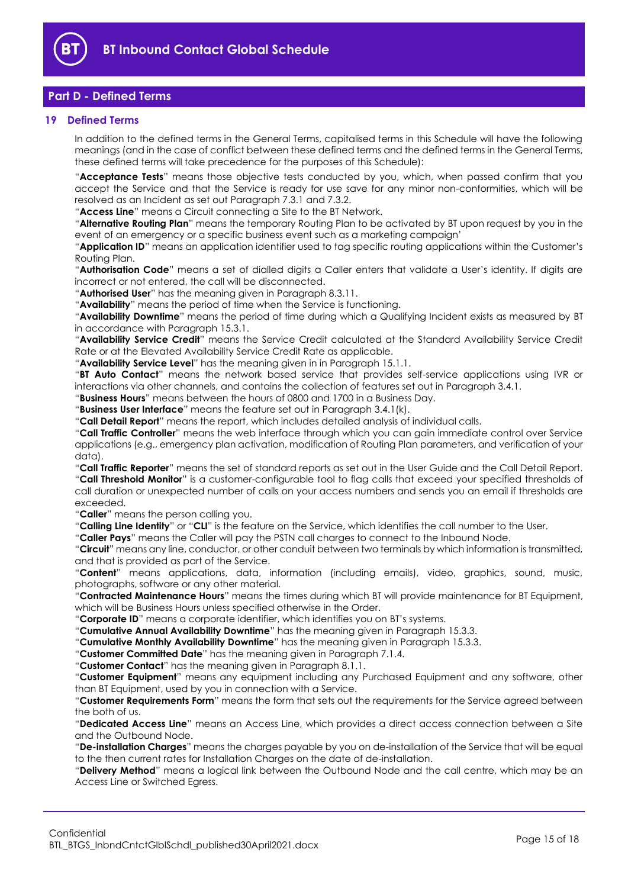## Part D - Defined Terms

### 19 Defined Terms

In addition to the defined terms in the General Terms, capitalised terms in this Schedule will have the following meanings (and in the case of conflict between these defined terms and the defined terms in the General Terms, these defined terms will take precedence for the purposes of this Schedule):

"**Acceptance Tests**" means those objective tests conducted by you, which, when passed confirm that you accept the Service and that the Service is ready for use save for any minor non-conformities, which will be resolved as an Incident as set out Paragraph 7.3.1 and 7.3.2.

"**Access Line**" means a Circuit connecting a Site to the BT Network.

"**Alternative Routing Plan**" means the temporary Routing Plan to be activated by BT upon request by you in the event of an emergency or a specific business event such as a marketing campaign'

"**Application ID**" means an application identifier used to tag specific routing applications within the Customer's Routing Plan.

"**Authorisation Code**" means a set of dialled digits a Caller enters that validate a User's identity. If digits are incorrect or not entered, the call will be disconnected.

"**Authorised User**" has the meaning given in Paragraph 8.3.11.

"**Availability**" means the period of time when the Service is functioning.

"**Availability Downtime**" means the period of time during which a Qualifying Incident exists as measured by BT in accordance with Paragraph 15.3.1.

"**Availability Service Credit**" means the Service Credit calculated at the Standard Availability Service Credit Rate or at the Elevated Availability Service Credit Rate as applicable.

"**Availability Service Level**" has the meaning given in in Paragraph 15.1.1.

"**BT Auto Contact**" means the network based service that provides self-service applications using IVR or interactions via other channels, and contains the collection of features set out in Paragraph 3.4.1.

"**Business Hours**" means between the hours of 0800 and 1700 in a Business Day.

"**Business User Interface**" means the feature set out in Paragraph 3.4.1(k).

"**Call Detail Report**" means the report, which includes detailed analysis of individual calls.

"**Call Traffic Controller**" means the web interface through which you can gain immediate control over Service applications (e.g., emergency plan activation, modification of Routing Plan parameters, and verification of your data).

"**Call Traffic Reporter**" means the set of standard reports as set out in the User Guide and the Call Detail Report.

"**Call Threshold Monitor**" is a customer-configurable tool to flag calls that exceed your specified thresholds of call duration or unexpected number of calls on your access numbers and sends you an email if thresholds are exceeded.

"**Caller**" means the person calling you.

"**Calling Line Identity**" or "**CLI**" is the feature on the Service, which identifies the call number to the User.

"**Caller Pays**" means the Caller will pay the PSTN call charges to connect to the Inbound Node.

"**Circuit**" means any line, conductor, or other conduit between two terminals by which information is transmitted, and that is provided as part of the Service.

"**Content**" means applications, data, information (including emails), video, graphics, sound, music, photographs, software or any other material.

"**Contracted Maintenance Hours**" means the times during which BT will provide maintenance for BT Equipment, which will be Business Hours unless specified otherwise in the Order.

"**Corporate ID**" means a corporate identifier, which identifies you on BT's systems.

"**Cumulative Annual Availability Downtime**" has the meaning given in Paragraph 15.3.3.

"**Cumulative Monthly Availability Downtime**" has the meaning given in Paragraph 15.3.3.

"**Customer Committed Date**" has the meaning given in Paragraph 7.1.4.

"**Customer Contact**" has the meaning given in Paragraph 8.1.1.

"**Customer Equipment**" means any equipment including any Purchased Equipment and any software, other than BT Equipment, used by you in connection with a Service.

"**Customer Requirements Form**" means the form that sets out the requirements for the Service agreed between the both of us.

"**Dedicated Access Line**" means an Access Line, which provides a direct access connection between a Site and the Outbound Node.

"**De-installation Charges**" means the charges payable by you on de-installation of the Service that will be equal to the then current rates for Installation Charges on the date of de-installation.

"**Delivery Method**" means a logical link between the Outbound Node and the call centre, which may be an Access Line or Switched Egress.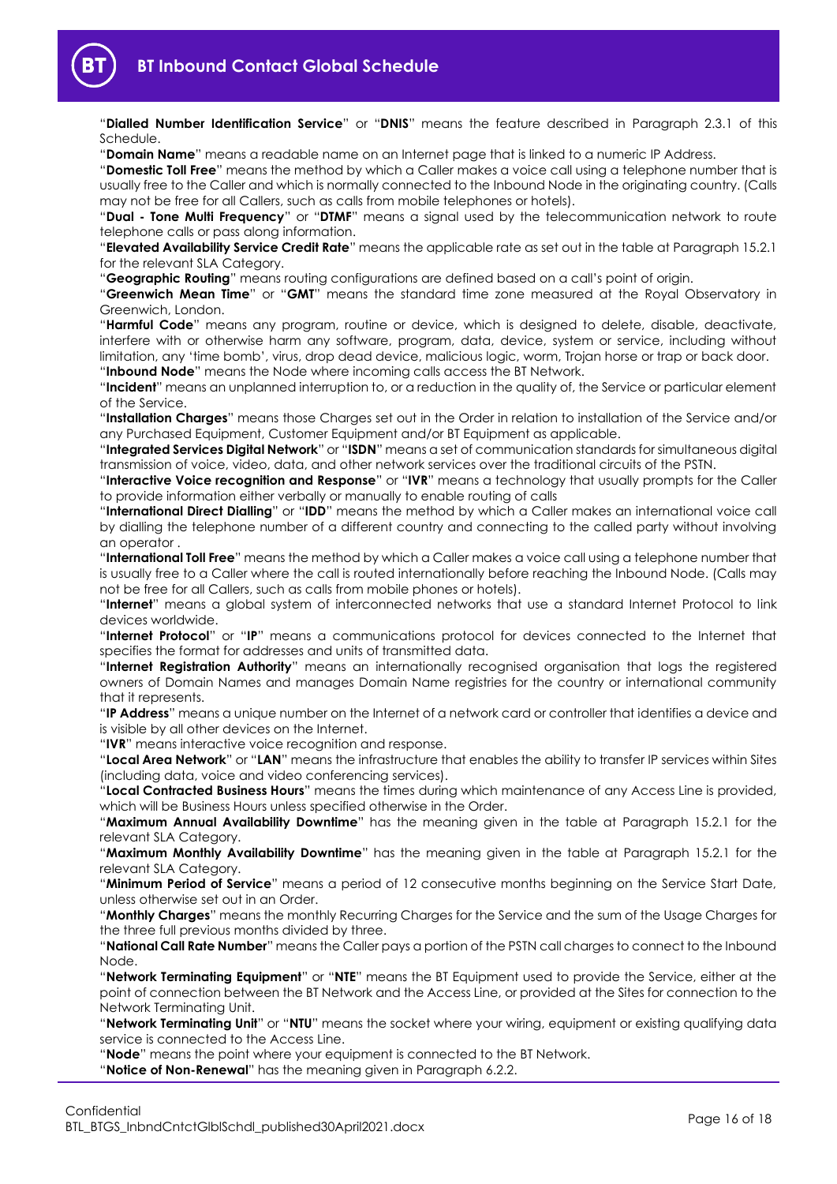"**Dialled Number Identification Service**" or "**DNIS**" means the feature described in Paragraph 2.3.1 of this Schedule.

"**Domain Name**" means a readable name on an Internet page that is linked to a numeric IP Address.

"**Domestic Toll Free**" means the method by which a Caller makes a voice call using a telephone number that is usually free to the Caller and which is normally connected to the Inbound Node in the originating country. (Calls may not be free for all Callers, such as calls from mobile telephones or hotels).

"**Dual - Tone Multi Frequency**" or "**DTMF**" means a signal used by the telecommunication network to route telephone calls or pass along information.

"**Elevated Availability Service Credit Rate**" means the applicable rate as set out in the table at Paragraph 15.2.1 for the relevant SLA Category.

"**Geographic Routing**" means routing configurations are defined based on a call's point of origin.

"**Greenwich Mean Time**" or "**GMT**" means the standard time zone measured at the Royal Observatory in Greenwich, London.

"**Harmful Code**" means any program, routine or device, which is designed to delete, disable, deactivate, interfere with or otherwise harm any software, program, data, device, system or service, including without limitation, any 'time bomb', virus, drop dead device, malicious logic, worm, Trojan horse or trap or back door.

"**Inbound Node**" means the Node where incoming calls access the BT Network.

"**Incident**" means an unplanned interruption to, or a reduction in the quality of, the Service or particular element of the Service.

"**Installation Charges**" means those Charges set out in the Order in relation to installation of the Service and/or any Purchased Equipment, Customer Equipment and/or BT Equipment as applicable.

"**Integrated Services Digital Network**" or "**ISDN**" means a set of communication standards for simultaneous digital transmission of voice, video, data, and other network services over the traditional circuits of the PSTN.

"**Interactive Voice recognition and Response**" or "**IVR**" means a technology that usually prompts for the Caller to provide information either verbally or manually to enable routing of calls

"**International Direct Dialling**" or "**IDD**" means the method by which a Caller makes an international voice call by dialling the telephone number of a different country and connecting to the called party without involving an operator .

"**International Toll Free**" means the method by which a Caller makes a voice call using a telephone number that is usually free to a Caller where the call is routed internationally before reaching the Inbound Node. (Calls may not be free for all Callers, such as calls from mobile phones or hotels).

"**Internet**" means a global system of interconnected networks that use a standard Internet Protocol to link devices worldwide.

"**Internet Protocol**" or "**IP**" means a communications protocol for devices connected to the Internet that specifies the format for addresses and units of transmitted data.

"**Internet Registration Authority**" means an internationally recognised organisation that logs the registered owners of Domain Names and manages Domain Name registries for the country or international community that it represents.

"**IP Address**" means a unique number on the Internet of a network card or controller that identifies a device and is visible by all other devices on the Internet.

"**IVR**" means interactive voice recognition and response.

"**Local Area Network**" or "**LAN**" means the infrastructure that enables the ability to transfer IP services within Sites (including data, voice and video conferencing services).

"**Local Contracted Business Hours**" means the times during which maintenance of any Access Line is provided, which will be Business Hours unless specified otherwise in the Order.

"**Maximum Annual Availability Downtime**" has the meaning given in the table at Paragraph 15.2.1 for the relevant SLA Category.

"**Maximum Monthly Availability Downtime**" has the meaning given in the table at Paragraph 15.2.1 for the relevant SLA Category.

"**Minimum Period of Service**" means a period of 12 consecutive months beginning on the Service Start Date, unless otherwise set out in an Order.

"**Monthly Charges**" means the monthly Recurring Charges for the Service and the sum of the Usage Charges for the three full previous months divided by three.

"**National Call Rate Number**" means the Caller pays a portion of the PSTN call charges to connect to the Inbound Node.

"**Network Terminating Equipment**" or "**NTE**" means the BT Equipment used to provide the Service, either at the point of connection between the BT Network and the Access Line, or provided at the Sites for connection to the Network Terminating Unit.

"**Network Terminating Unit**" or "**NTU**" means the socket where your wiring, equipment or existing qualifying data service is connected to the Access Line.

"**Node**" means the point where your equipment is connected to the BT Network.

"**Notice of Non-Renewal**" has the meaning given in Paragraph 6.2.2.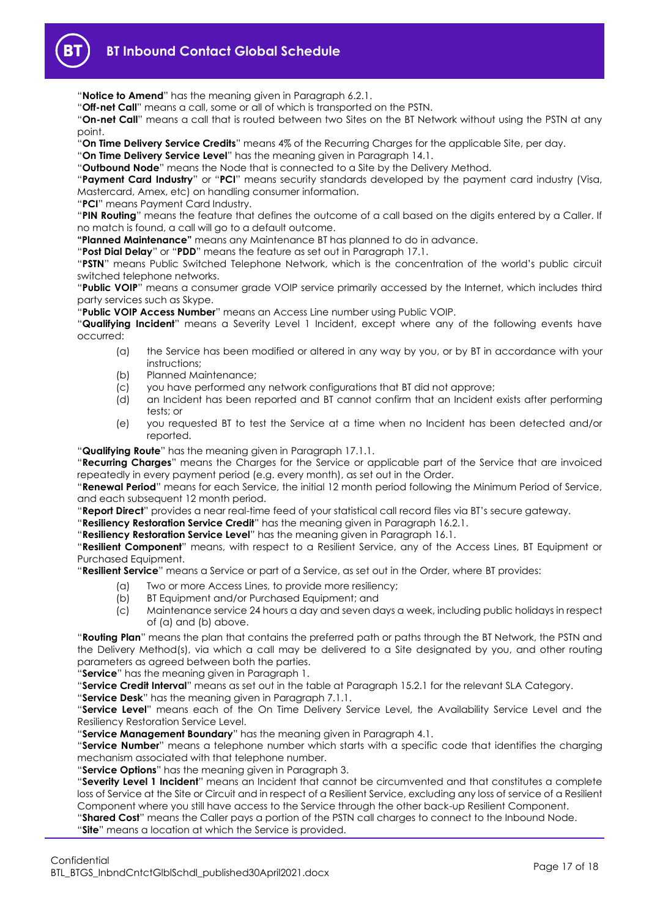"**Notice to Amend**" has the meaning given in Paragraph 6.2.1.

"**Off-net Call**" means a call, some or all of which is transported on the PSTN.

"**On-net Call**" means a call that is routed between two Sites on the BT Network without using the PSTN at any point.

"**On Time Delivery Service Credits**" means 4% of the Recurring Charges for the applicable Site, per day.

"**On Time Delivery Service Level**" has the meaning given in Paragraph 14.1.

"**Outbound Node**" means the Node that is connected to a Site by the Delivery Method.

"**Payment Card Industry**" or "**PCI**" means security standards developed by the payment card industry (Visa, Mastercard, Amex, etc) on handling consumer information.

"**PCI**" means Payment Card Industry.

"**PIN Routing**" means the feature that defines the outcome of a call based on the digits entered by a Caller. If no match is found, a call will go to a default outcome.

"**Planned Maintenance**" means any Maintenance BT has planned to do in advance.

"**Post Dial Delay**" or "**PDD**" means the feature as set out in Paragraph 17.1.

"**PSTN**" means Public Switched Telephone Network, which is the concentration of the world's public circuit switched telephone networks.

"**Public VOIP**" means a consumer grade VOIP service primarily accessed by the Internet, which includes third party services such as Skype.

"**Public VOIP Access Number**" means an Access Line number using Public VOIP.

"**Qualifying Incident**" means a Severity Level 1 Incident, except where any of the following events have occurred:

(a) the Service has been modified or altered in any way by you, or by BT in accordance with your instructions;
(b) Planned Maintenance;
(c) you have performed any network configurations that BT did not approve;
(d) an Incident has been reported and BT cannot confirm that an Incident exists after performing tests; or
(e) you requested BT to test the Service at a time when no Incident has been detected and/or reported.

"**Qualifying Route**" has the meaning given in Paragraph 17.1.1.

"**Recurring Charges**" means the Charges for the Service or applicable part of the Service that are invoiced repeatedly in every payment period (e.g. every month), as set out in the Order.

"**Renewal Period**" means for each Service, the initial 12 month period following the Minimum Period of Service, and each subsequent 12 month period.

"**Report Direct**" provides a near real-time feed of your statistical call record files via BT's secure gateway.

"**Resiliency Restoration Service Credit**" has the meaning given in Paragraph 16.2.1.

"**Resiliency Restoration Service Level**" has the meaning given in Paragraph 16.1.

"**Resilient Component**" means, with respect to a Resilient Service, any of the Access Lines, BT Equipment or Purchased Equipment.

"**Resilient Service**" means a Service or part of a Service, as set out in the Order, where BT provides:

(a) Two or more Access Lines, to provide more resiliency;
(b) BT Equipment and/or Purchased Equipment; and
(c) Maintenance service 24 hours a day and seven days a week, including public holidays in respect of (a) and (b) above.

"**Routing Plan**" means the plan that contains the preferred path or paths through the BT Network, the PSTN and the Delivery Method(s), via which a call may be delivered to a Site designated by you, and other routing parameters as agreed between both the parties.

"**Service**" has the meaning given in Paragraph 1.

"**Service Credit Interval**" means as set out in the table at Paragraph 15.2.1 for the relevant SLA Category.

"**Service Desk**" has the meaning given in Paragraph 7.1.1.

"**Service Level**" means each of the On Time Delivery Service Level, the Availability Service Level and the Resiliency Restoration Service Level.

"**Service Management Boundary**" has the meaning given in Paragraph 4.1.

"**Service Number**" means a telephone number which starts with a specific code that identifies the charging mechanism associated with that telephone number.

"**Service Options**" has the meaning given in Paragraph 3.

"**Severity Level 1 Incident**" means an Incident that cannot be circumvented and that constitutes a complete loss of Service at the Site or Circuit and in respect of a Resilient Service, excluding any loss of service of a Resilient Component where you still have access to the Service through the other back-up Resilient Component.

"**Shared Cost**" means the Caller pays a portion of the PSTN call charges to connect to the Inbound Node.

"**Site**" means a location at which the Service is provided.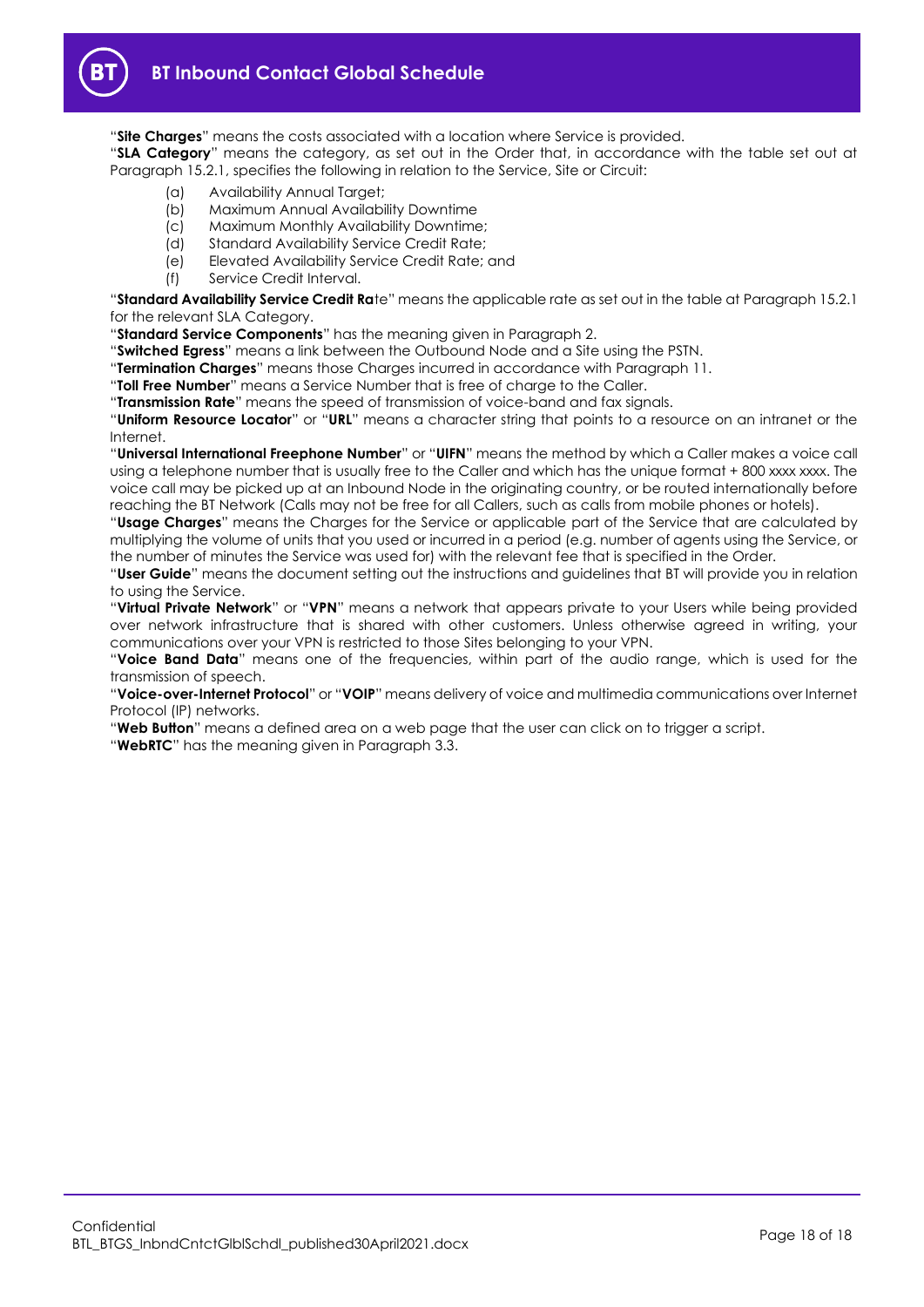"**Site Charges**" means the costs associated with a location where Service is provided.

"**SLA Category**" means the category, as set out in the Order that, in accordance with the table set out at Paragraph 15.2.1, specifies the following in relation to the Service, Site or Circuit:

(a) Availability Annual Target;

(b) Maximum Annual Availability Downtime

(c) Maximum Monthly Availability Downtime;

(d) Standard Availability Service Credit Rate;

(e) Elevated Availability Service Credit Rate; and

(f) Service Credit Interval.

"**Standard Availability Service Credit Ra**te" means the applicable rate as set out in the table at Paragraph 15.2.1 for the relevant SLA Category.

"**Standard Service Components**" has the meaning given in Paragraph 2.

"**Switched Egress**" means a link between the Outbound Node and a Site using the PSTN.

"**Termination Charges**" means those Charges incurred in accordance with Paragraph 11.

"**Toll Free Number**" means a Service Number that is free of charge to the Caller.

"**Transmission Rate**" means the speed of transmission of voice-band and fax signals.

"**Uniform Resource Locator**" or "**URL**" means a character string that points to a resource on an intranet or the Internet.

"**Universal International Freephone Number**" or "**UIFN**" means the method by which a Caller makes a voice call using a telephone number that is usually free to the Caller and which has the unique format + 800 xxxx xxxx. The voice call may be picked up at an Inbound Node in the originating country, or be routed internationally before reaching the BT Network (Calls may not be free for all Callers, such as calls from mobile phones or hotels).

"**Usage Charges**" means the Charges for the Service or applicable part of the Service that are calculated by multiplying the volume of units that you used or incurred in a period (e.g. number of agents using the Service, or the number of minutes the Service was used for) with the relevant fee that is specified in the Order.

"**User Guide**" means the document setting out the instructions and guidelines that BT will provide you in relation to using the Service.

"**Virtual Private Network**" or "**VPN**" means a network that appears private to your Users while being provided over network infrastructure that is shared with other customers. Unless otherwise agreed in writing, your communications over your VPN is restricted to those Sites belonging to your VPN.

"**Voice Band Data**" means one of the frequencies, within part of the audio range, which is used for the transmission of speech.

"**Voice-over-Internet Protocol**" or "**VOIP**" means delivery of voice and multimedia communications over Internet Protocol (IP) networks.

"**Web Button**" means a defined area on a web page that the user can click on to trigger a script.

"**WebRTC**" has the meaning given in Paragraph 3.3.